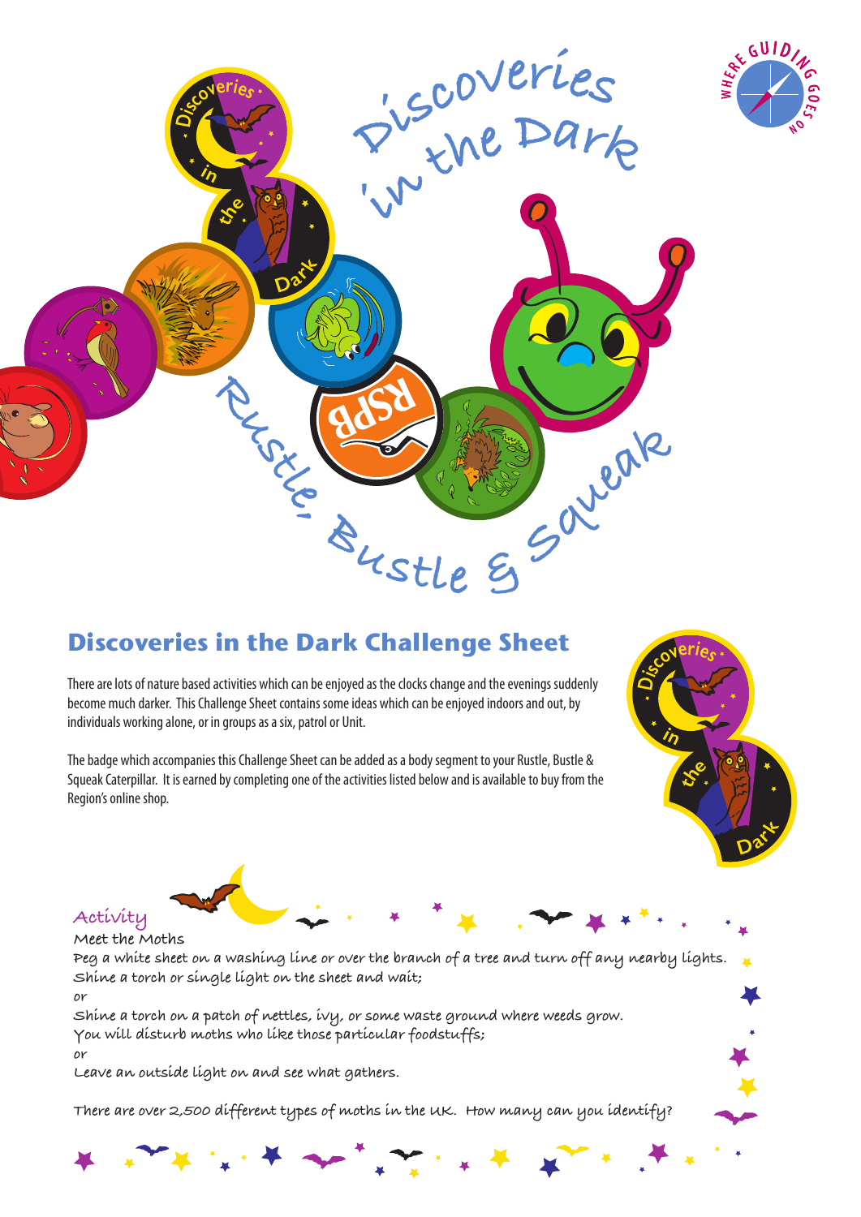# Discoveries in the Dark

Rustle, Bustle & Squeak

## Discoveries in the Dark Challenge Sheet

There are lots of nature based activities which can be enjoyed as the clocks change and the evenings suddenly become much darker. This Challenge Sheet contains some ideas which can be enjoyed indoors and out, by individuals working alone, or in groups as a six, patrol or Unit.

The badge which accompanies this Challenge Sheet can be added as a body segment to your Rustle, Bustle & Squeak Caterpillar. It is earned by completing one of the activities listed below and is available to buy from the Region's online shop.

### Activity

Meet the Moths

Peg a white sheet on a washing line or over the branch of a tree and turn off any nearby lights. Shine a torch or single light on the sheet and wait;

or

Shine a torch on a patch of nettles, ivy, or some waste ground where weeds grow. You will disturb moths who like those particular foodstuffs;

or

Leave an outside light on and see what gathers.

There are over 2,500 different types of moths in the UK. How many can you identify?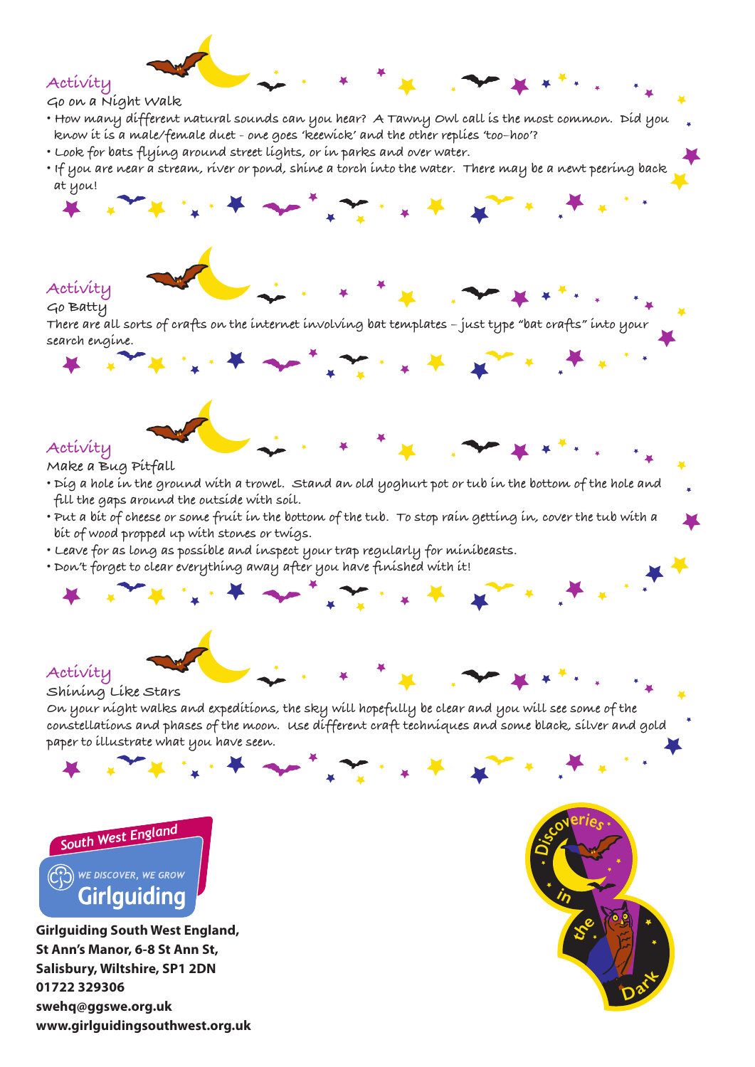## Activity

### Go on a Night Walk

- How many different natural sounds can you hear? A Tawny Owl call is the most common. Did you know it is a male/female duet - one goes 'keewick' and the other replies 'too-hoo'?
- Look for bats flying around street lights, or in parks and over water.
- If you are near a stream, river or pond, shine a torch into the water. There may be a newt peering back at you!

## Activity

### Go Batty

There are all sorts of crafts on the internet involving bat templates – just type "bat crafts" into your search engine.

## Activity

### Make a Bug Pitfall

- Dig a hole in the ground with a trowel. Stand an old yoghurt pot or tub in the bottom of the hole and fill the gaps around the outside with soil.
- Put a bit of cheese or some fruit in the bottom of the tub. To stop rain getting in, cover the tub with a bit of wood propped up with stones or twigs.
- Leave for as long as possible and inspect your trap regularly for minibeasts.
- Don't forget to clear everything away after you have finished with it!

## Activity

### Shining Like Stars

On your night walks and expeditions, the sky will hopefully be clear and you will see some of the constellations and phases of the moon. Use different craft techniques and some black, silver and gold paper to illustrate what you have seen.

South West England

WE DISCOVER, WE GROW

Girlguiding

**Girlguiding South West England,**
**St Ann's Manor, 6-8 St Ann St,**
**Salisbury, Wiltshire, SP1 2DN**
**01722 329306**
**swehq@ggswe.org.uk**
**www.girlguidingsouthwest.org.uk**

Discoveries in the Dark